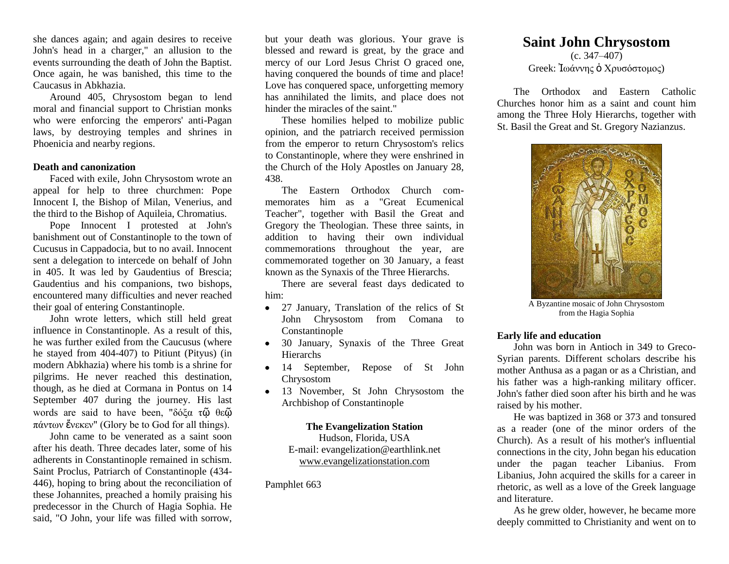she dances again; and again desires to receive John's head in a charger," an allusion to the events surrounding the death of John the Baptist. Once again, he was banished, this time to the Caucasus in Abkhazia.

Around 405, Chrysostom began to lend moral and financial support to Christian monks who were enforcing the emperors' anti-Pagan laws, by destroying temples and shrines in Phoenicia and nearby regions.

**Death and canonization**

Faced with exile, John Chrysostom wrote an appeal for help to three churchmen: Pope Innocent I, the Bishop of Milan, Venerius, and the third to the Bishop of Aquileia, Chromatius.

Pope Innocent I protested at John's banishment out of Constantinople to the town of Cucusus in Cappadocia, but to no avail. Innocent sent a delegation to intercede on behalf of John in 405. It was led by Gaudentius of Brescia; Gaudentius and his companions, two bishops, encountered many difficulties and never reached their goal of entering Constantinople.

John wrote letters, which still held great influence in Constantinople. As a result of this, he was further exiled from the Caucusus (where he stayed from 404-407) to Pitiunt (Pityus) (in modern Abkhazia) where his tomb is a shrine for pilgrims. He never reached this destination, though, as he died at Cormana in Pontus on 14 September 407 during the journey. His last words are said to have been, "δόξα τῷ θεῷ πάντων ἕνεκεν" (Glory be to God for all things).

John came to be venerated as a saint soon after his death. Three decades later, some of his adherents in Constantinople remained in schism. Saint Proclus, Patriarch of Constantinople (434-446), hoping to bring about the reconciliation of these Johannites, preached a homily praising his predecessor in the Church of Hagia Sophia. He said, "O John, your life was filled with sorrow, but your death was glorious. Your grave is blessed and reward is great, by the grace and mercy of our Lord Jesus Christ O graced one, having conquered the bounds of time and place! Love has conquered space, unforgetting memory has annihilated the limits, and place does not hinder the miracles of the saint."

These homilies helped to mobilize public opinion, and the patriarch received permission from the emperor to return Chrysostom's relics to Constantinople, where they were enshrined in the Church of the Holy Apostles on January 28, 438.

The Eastern Orthodox Church commemorates him as a "Great Ecumenical Teacher", together with Basil the Great and Gregory the Theologian. These three saints, in addition to having their own individual commemorations throughout the year, are commemorated together on 30 January, a feast known as the Synaxis of the Three Hierarchs.

There are several feast days dedicated to him:

- 27 January, Translation of the relics of St John Chrysostom from Comana to Constantinople
- 30 January, Synaxis of the Three Great Hierarchs
- 14 September, Repose of St John Chrysostom
- 13 November, St John Chrysostom the Archbishop of Constantinople

**The Evangelization Station**
Hudson, Florida, USA
E-mail: evangelization@earthlink.net
www.evangelizationstation.com

Pamphlet 663

# Saint John Chrysostom

(c. 347–407)
Greek: Ἰωάννης ὁ Χρυσόστομος)

The Orthodox and Eastern Catholic Churches honor him as a saint and count him among the Three Holy Hierarchs, together with St. Basil the Great and St. Gregory Nazianzus.

A Byzantine mosaic of John Chrysostom from the Hagia Sophia

**Early life and education**

John was born in Antioch in 349 to Greco-Syrian parents. Different scholars describe his mother Anthusa as a pagan or as a Christian, and his father was a high-ranking military officer. John's father died soon after his birth and he was raised by his mother.

He was baptized in 368 or 373 and tonsured as a reader (one of the minor orders of the Church). As a result of his mother's influential connections in the city, John began his education under the pagan teacher Libanius. From Libanius, John acquired the skills for a career in rhetoric, as well as a love of the Greek language and literature.

As he grew older, however, he became more deeply committed to Christianity and went on to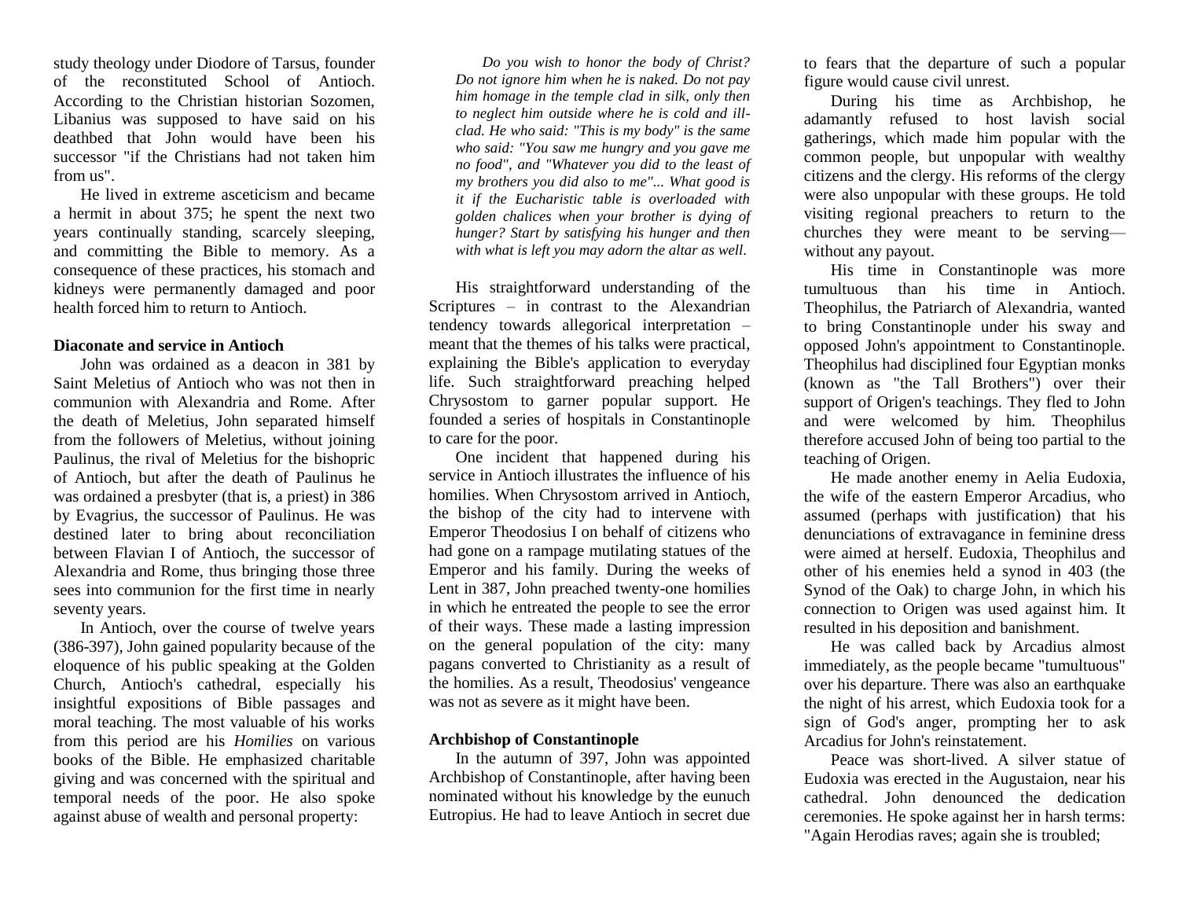study theology under Diodore of Tarsus, founder of the reconstituted School of Antioch. According to the Christian historian Sozomen, Libanius was supposed to have said on his deathbed that John would have been his successor "if the Christians had not taken him from us".

He lived in extreme asceticism and became a hermit in about 375; he spent the next two years continually standing, scarcely sleeping, and committing the Bible to memory. As a consequence of these practices, his stomach and kidneys were permanently damaged and poor health forced him to return to Antioch.

**Diaconate and service in Antioch**

John was ordained as a deacon in 381 by Saint Meletius of Antioch who was not then in communion with Alexandria and Rome. After the death of Meletius, John separated himself from the followers of Meletius, without joining Paulinus, the rival of Meletius for the bishopric of Antioch, but after the death of Paulinus he was ordained a presbyter (that is, a priest) in 386 by Evagrius, the successor of Paulinus. He was destined later to bring about reconciliation between Flavian I of Antioch, the successor of Alexandria and Rome, thus bringing those three sees into communion for the first time in nearly seventy years.

In Antioch, over the course of twelve years (386-397), John gained popularity because of the eloquence of his public speaking at the Golden Church, Antioch's cathedral, especially his insightful expositions of Bible passages and moral teaching. The most valuable of his works from this period are his *Homilies* on various books of the Bible. He emphasized charitable giving and was concerned with the spiritual and temporal needs of the poor. He also spoke against abuse of wealth and personal property:

> *Do you wish to honor the body of Christ? Do not ignore him when he is naked. Do not pay him homage in the temple clad in silk, only then to neglect him outside where he is cold and ill-clad. He who said: "This is my body" is the same who said: "You saw me hungry and you gave me no food", and "Whatever you did to the least of my brothers you did also to me"... What good is it if the Eucharistic table is overloaded with golden chalices when your brother is dying of hunger? Start by satisfying his hunger and then with what is left you may adorn the altar as well.*

His straightforward understanding of the Scriptures – in contrast to the Alexandrian tendency towards allegorical interpretation – meant that the themes of his talks were practical, explaining the Bible's application to everyday life. Such straightforward preaching helped Chrysostom to garner popular support. He founded a series of hospitals in Constantinople to care for the poor.

One incident that happened during his service in Antioch illustrates the influence of his homilies. When Chrysostom arrived in Antioch, the bishop of the city had to intervene with Emperor Theodosius I on behalf of citizens who had gone on a rampage mutilating statues of the Emperor and his family. During the weeks of Lent in 387, John preached twenty-one homilies in which he entreated the people to see the error of their ways. These made a lasting impression on the general population of the city: many pagans converted to Christianity as a result of the homilies. As a result, Theodosius' vengeance was not as severe as it might have been.

**Archbishop of Constantinople**

In the autumn of 397, John was appointed Archbishop of Constantinople, after having been nominated without his knowledge by the eunuch Eutropius. He had to leave Antioch in secret due to fears that the departure of such a popular figure would cause civil unrest.

During his time as Archbishop, he adamantly refused to host lavish social gatherings, which made him popular with the common people, but unpopular with wealthy citizens and the clergy. His reforms of the clergy were also unpopular with these groups. He told visiting regional preachers to return to the churches they were meant to be serving—without any payout.

His time in Constantinople was more tumultuous than his time in Antioch. Theophilus, the Patriarch of Alexandria, wanted to bring Constantinople under his sway and opposed John's appointment to Constantinople. Theophilus had disciplined four Egyptian monks (known as "the Tall Brothers") over their support of Origen's teachings. They fled to John and were welcomed by him. Theophilus therefore accused John of being too partial to the teaching of Origen.

He made another enemy in Aelia Eudoxia, the wife of the eastern Emperor Arcadius, who assumed (perhaps with justification) that his denunciations of extravagance in feminine dress were aimed at herself. Eudoxia, Theophilus and other of his enemies held a synod in 403 (the Synod of the Oak) to charge John, in which his connection to Origen was used against him. It resulted in his deposition and banishment.

He was called back by Arcadius almost immediately, as the people became "tumultuous" over his departure. There was also an earthquake the night of his arrest, which Eudoxia took for a sign of God's anger, prompting her to ask Arcadius for John's reinstatement.

Peace was short-lived. A silver statue of Eudoxia was erected in the Augustaion, near his cathedral. John denounced the dedication ceremonies. He spoke against her in harsh terms: "Again Herodias raves; again she is troubled;